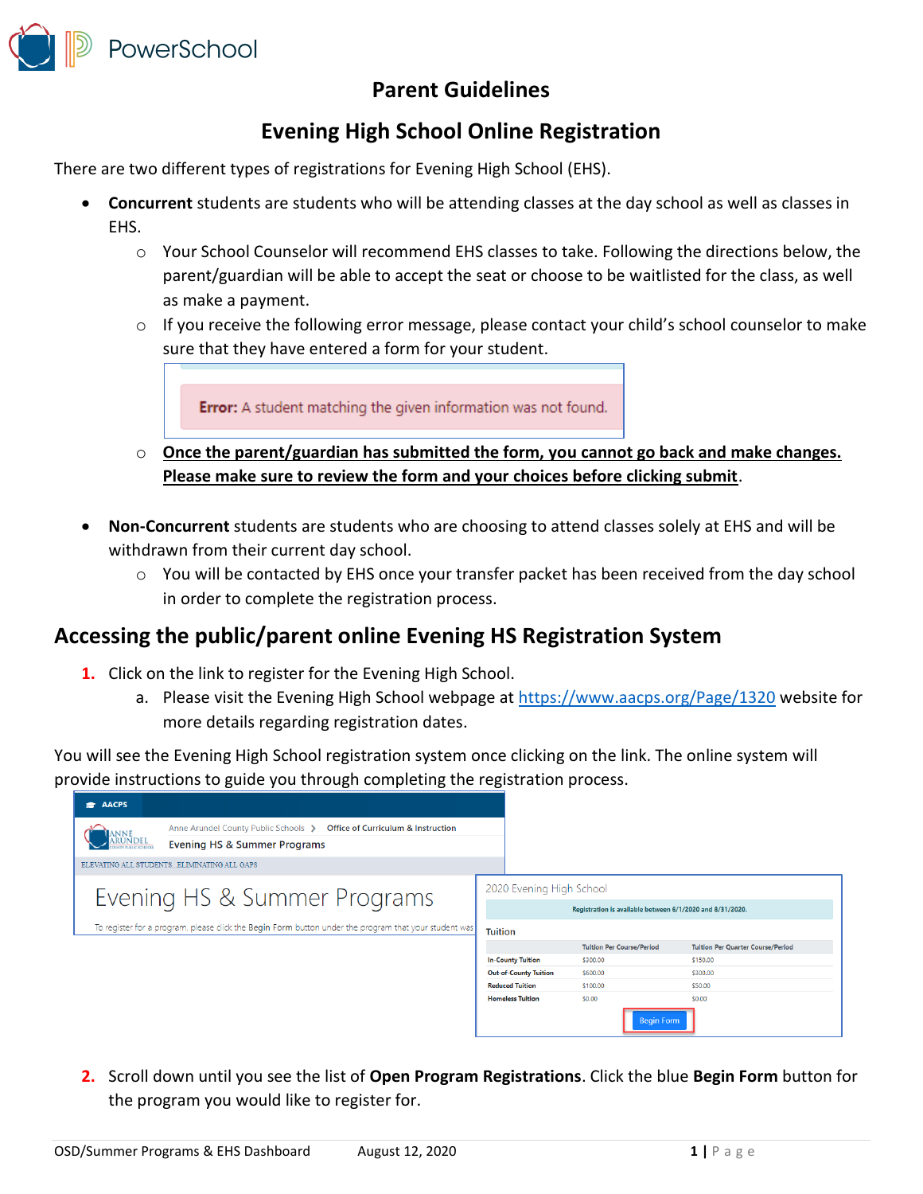# Parent Guidelines

## Evening High School Online Registration

There are two different types of registrations for Evening High School (EHS).

- **Concurrent** students are students who will be attending classes at the day school as well as classes in EHS.
  - Your School Counselor will recommend EHS classes to take. Following the directions below, the parent/guardian will be able to accept the seat or choose to be waitlisted for the class, as well as make a payment.
  - If you receive the following error message, please contact your child's school counselor to make sure that they have entered a form for your student.

    **Error:** A student matching the given information was not found.

  - **Once the parent/guardian has submitted the form, you cannot go back and make changes. Please make sure to review the form and your choices before clicking submit**.

- **Non-Concurrent** students are students who are choosing to attend classes solely at EHS and will be withdrawn from their current day school.
  - You will be contacted by EHS once your transfer packet has been received from the day school in order to complete the registration process.

## Accessing the public/parent online Evening HS Registration System

1. Click on the link to register for the Evening High School.
   a. Please visit the Evening High School webpage at https://www.aacps.org/Page/1320 website for more details regarding registration dates.

You will see the Evening High School registration system once clicking on the link. The online system will provide instructions to guide you through completing the registration process.

AACPS

Anne Arundel County Public Schools > Office of Curriculum & Instruction

Evening HS & Summer Programs

ELEVATING ALL STUDENTS ELIMINATING ALL GAPS

Evening HS & Summer Programs

To register for a program, please click the Begin Form button under the program that your student was

2020 Evening High School

Registration is available between 6/1/2020 and 8/31/2020.

Tuition

| | Tuition Per Course/Period | Tuition Per Quarter Course/Period |
|---|---|---|
| In County Tuition | $300.00 | $150.00 |
| Out-of-County Tuition | $600.00 | $300.00 |
| Reduced Tuition | $100.00 | $50.00 |
| Homeless Tuition | $0.00 | $0.00 |

Begin Form

2. Scroll down until you see the list of **Open Program Registrations**. Click the blue **Begin Form** button for the program you would like to register for.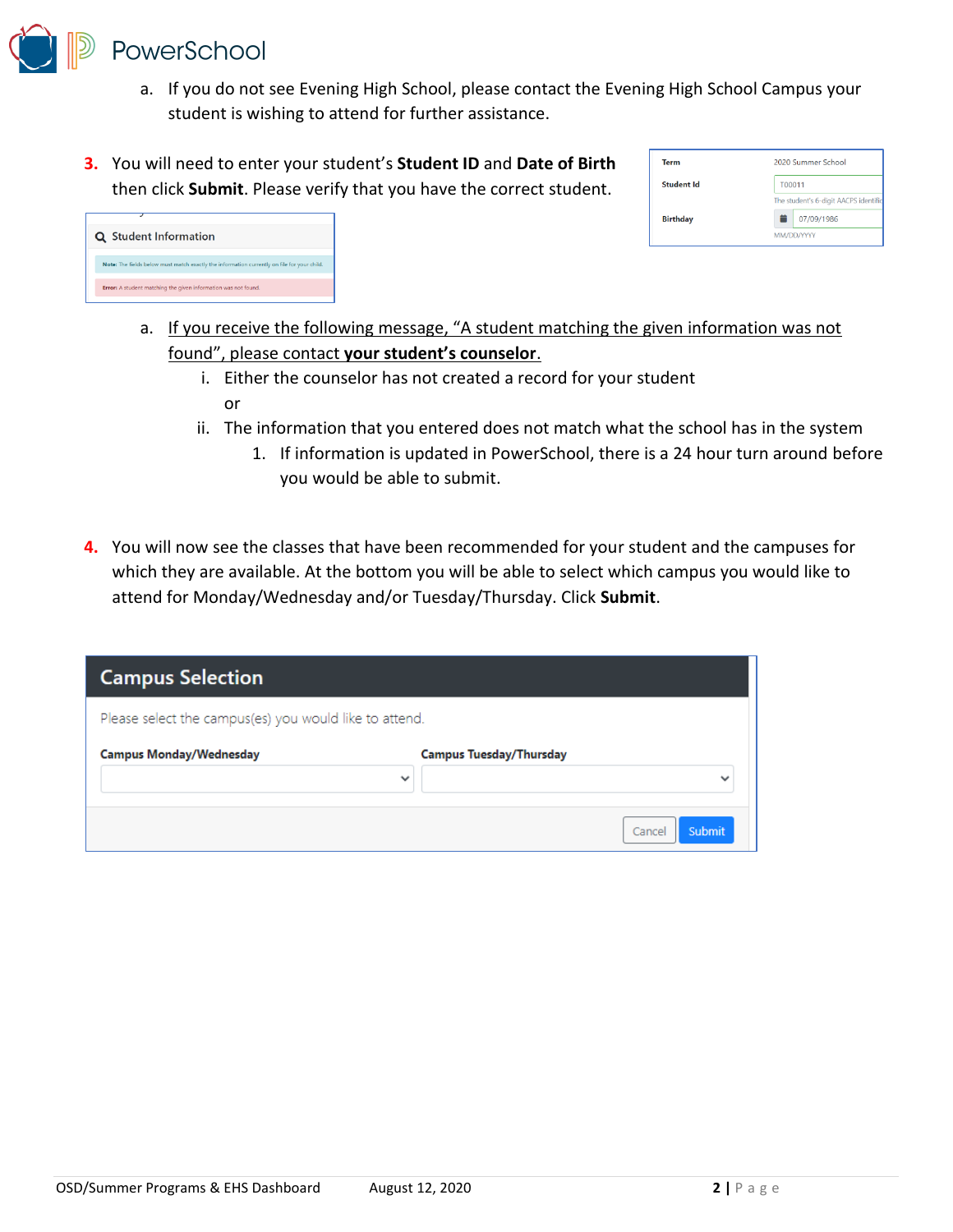a. If you do not see Evening High School, please contact the Evening High School Campus your student is wishing to attend for further assistance.

3. You will need to enter your student's **Student ID** and **Date of Birth** then click **Submit**. Please verify that you have the correct student.

   a. If you receive the following message, "A student matching the given information was not found", please contact **your student's counselor**.

      i. Either the counselor has not created a record for your student

         or

      ii. The information that you entered does not match what the school has in the system

         1. If information is updated in PowerSchool, there is a 24 hour turn around before you would be able to submit.

4. You will now see the classes that have been recommended for your student and the campuses for which they are available. At the bottom you will be able to select which campus you would like to attend for Monday/Wednesday and/or Tuesday/Thursday. Click **Submit**.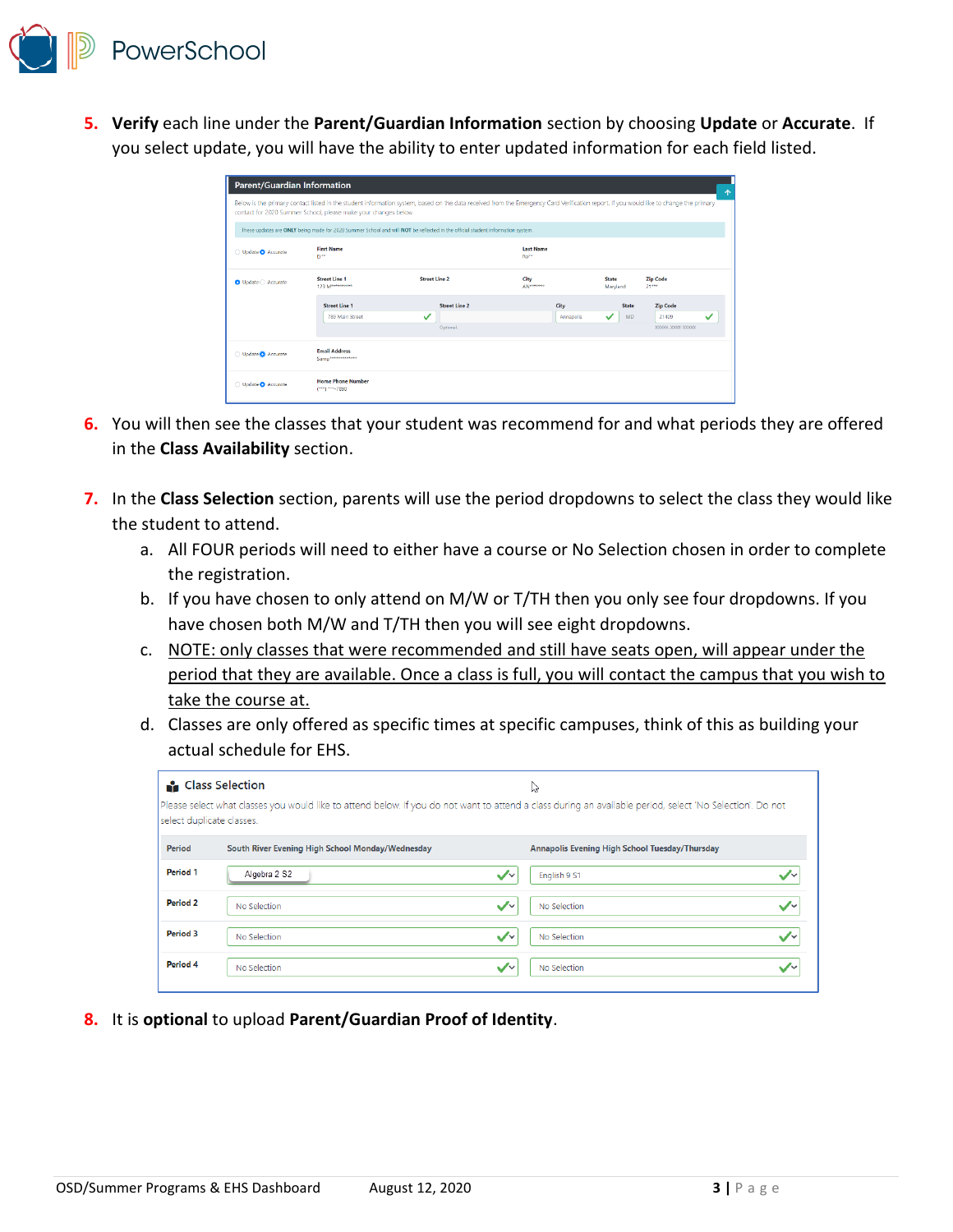5. **Verify** each line under the **Parent/Guardian Information** section by choosing **Update** or **Accurate**. If you select update, you will have the ability to enter updated information for each field listed.

6. You will then see the classes that your student was recommend for and what periods they are offered in the **Class Availability** section.

7. In the **Class Selection** section, parents will use the period dropdowns to select the class they would like the student to attend.
   a. All FOUR periods will need to either have a course or No Selection chosen in order to complete the registration.
   b. If you have chosen to only attend on M/W or T/TH then you only see four dropdowns. If you have chosen both M/W and T/TH then you will see eight dropdowns.
   c. NOTE: only classes that were recommended and still have seats open, will appear under the period that they are available. Once a class is full, you will contact the campus that you wish to take the course at.
   d. Classes are only offered as specific times at specific campuses, think of this as building your actual schedule for EHS.

8. It is **optional** to upload **Parent/Guardian Proof of Identity**.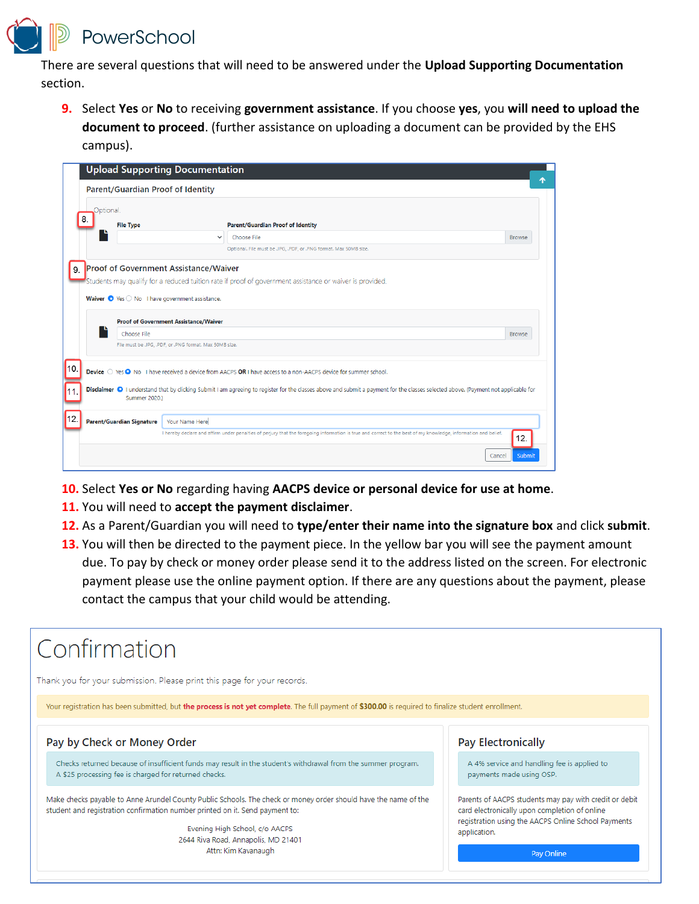PowerSchool

There are several questions that will need to be answered under the **Upload Supporting Documentation** section.

9. Select **Yes** or **No** to receiving **government assistance**. If you choose **yes**, you **will need to upload the document to proceed**. (further assistance on uploading a document can be provided by the EHS campus).

Upload Supporting Documentation

Parent/Guardian Proof of Identity

8.

Optional

File Type

Parent/Guardian Proof of Identity

Choose File Browse

Optional. File must be .JPG, .PDF, or .PNG format. Max 50MB size.

9.

Proof of Government Assistance/Waiver

Students may qualify for a reduced tuition rate if proof of government assistance or waiver is provided.

Waiver ● Yes ○ No I have government assistance.

Proof of Government Assistance/Waiver

Choose File Browse

File must be .JPG, .PDF, or .PNG format. Max 50MB size.

10. Device ○ Yes ● No I have received a device from AACPS **OR** I have access to a non-AACPS device for summer school.

11. Disclaimer ● I understand that by clicking Submit I am agreeing to register for the classes above and submit a payment for the classes selected above. (Payment not applicable for Summer 2020.)

12. Parent/Guardian Signature Your Name Here

I hereby declare and affirm under penalties of perjury that the foregoing information is true and correct to the best of my knowledge, information and belief.

12. Cancel Submit

10. Select **Yes or No** regarding having **AACPS device or personal device for use at home**.
11. You will need to **accept the payment disclaimer**.
12. As a Parent/Guardian you will need to **type/enter their name into the signature box** and click **submit**.
13. You will then be directed to the payment piece. In the yellow bar you will see the payment amount due. To pay by check or money order please send it to the address listed on the screen. For electronic payment please use the online payment option. If there are any questions about the payment, please contact the campus that your child would be attending.

# Confirmation

Thank you for your submission. Please print this page for your records.

Your registration has been submitted, but **the process is not yet complete**. The full payment of **$300.00** is required to finalize student enrollment.

## Pay by Check or Money Order

Checks returned because of insufficient funds may result in the student's withdrawal from the summer program. A $25 processing fee is charged for returned checks.

Make checks payable to Anne Arundel County Public Schools. The check or money order should have the name of the student and registration confirmation number printed on it. Send payment to:

Evening High School, c/o AACPS
2644 Riva Road, Annapolis, MD 21401
Attn: Kim Kavanaugh

## Pay Electronically

A 4% service and handling fee is applied to payments made using OSP.

Parents of AACPS students may pay with credit or debit card electronically upon completion of online registration using the AACPS Online School Payments application.

Pay Online